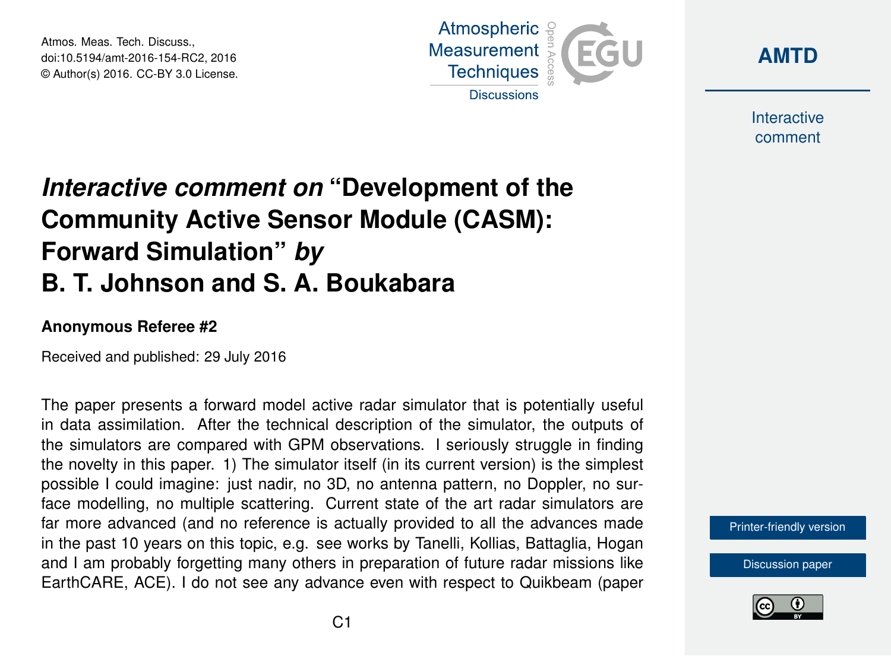# *Interactive comment on* "Development of the Community Active Sensor Module (CASM): Forward Simulation" *by* B. T. Johnson and S. A. Boukabara

**Anonymous Referee #2**

Received and published: 29 July 2016

The paper presents a forward model active radar simulator that is potentially useful in data assimilation. After the technical description of the simulator, the outputs of the simulators are compared with GPM observations. I seriously struggle in finding the novelty in this paper. 1) The simulator itself (in its current version) is the simplest possible I could imagine: just nadir, no 3D, no antenna pattern, no Doppler, no surface modelling, no multiple scattering. Current state of the art radar simulators are far more advanced (and no reference is actually provided to all the advances made in the past 10 years on this topic, e.g. see works by Tanelli, Kollias, Battaglia, Hogan and I am probably forgetting many others in preparation of future radar missions like EarthCARE, ACE). I do not see any advance even with respect to Quikbeam (paper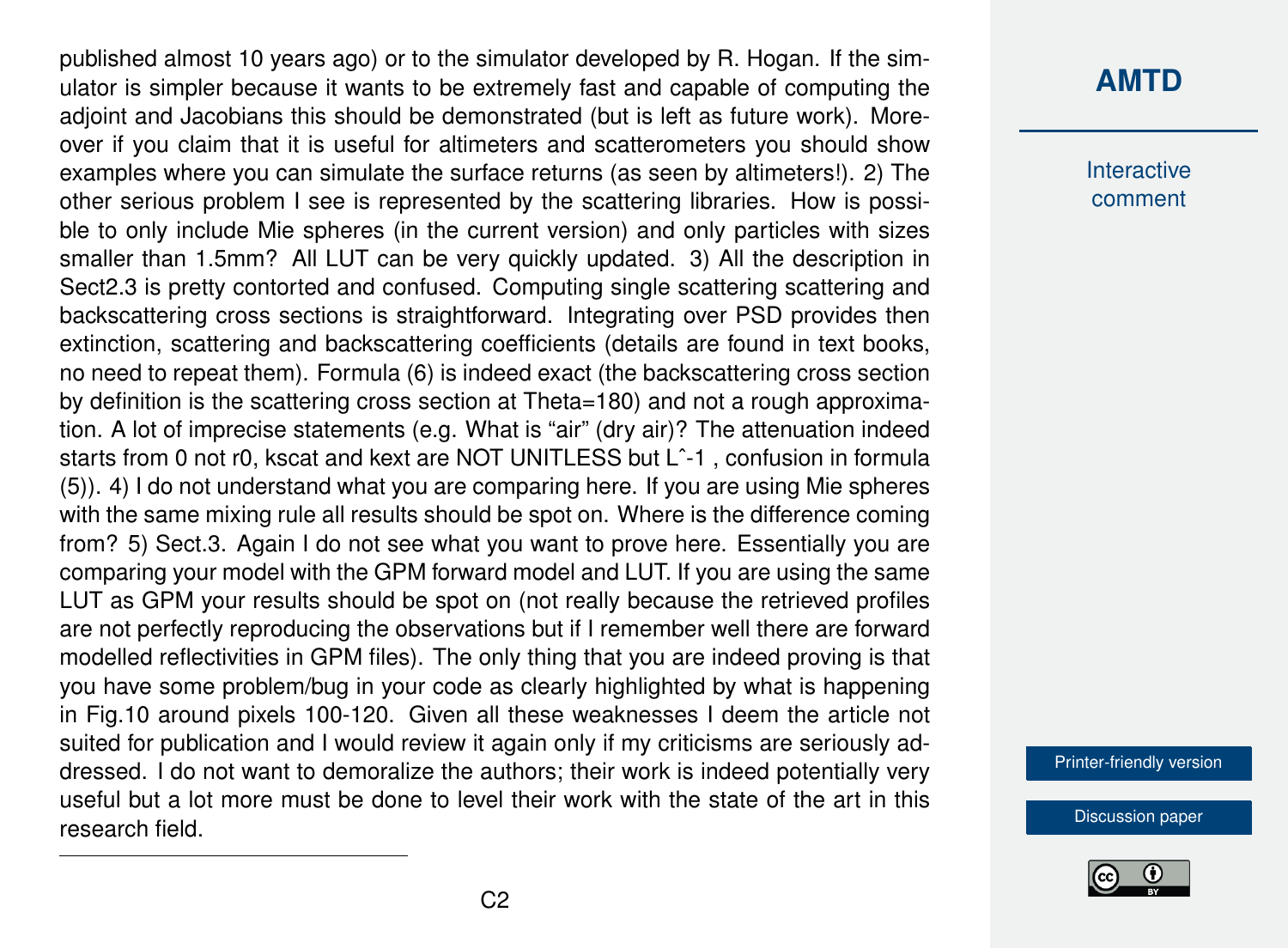published almost 10 years ago) or to the simulator developed by R. Hogan. If the simulator is simpler because it wants to be extremely fast and capable of computing the adjoint and Jacobians this should be demonstrated (but is left as future work). Moreover if you claim that it is useful for altimeters and scatterometers you should show examples where you can simulate the surface returns (as seen by altimeters!). 2) The other serious problem I see is represented by the scattering libraries. How is possible to only include Mie spheres (in the current version) and only particles with sizes smaller than 1.5mm? All LUT can be very quickly updated. 3) All the description in Sect2.3 is pretty contorted and confused. Computing single scattering scattering and backscattering cross sections is straightforward. Integrating over PSD provides then extinction, scattering and backscattering coefficients (details are found in text books, no need to repeat them). Formula (6) is indeed exact (the backscattering cross section by definition is the scattering cross section at Theta=180) and not a rough approximation. A lot of imprecise statements (e.g. What is "air" (dry air)? The attenuation indeed starts from 0 not r0, kscat and kext are NOT UNITLESS but L^-1 , confusion in formula (5)). 4) I do not understand what you are comparing here. If you are using Mie spheres with the same mixing rule all results should be spot on. Where is the difference coming from? 5) Sect.3. Again I do not see what you want to prove here. Essentially you are comparing your model with the GPM forward model and LUT. If you are using the same LUT as GPM your results should be spot on (not really because the retrieved profiles are not perfectly reproducing the observations but if I remember well there are forward modelled reflectivities in GPM files). The only thing that you are indeed proving is that you have some problem/bug in your code as clearly highlighted by what is happening in Fig.10 around pixels 100-120. Given all these weaknesses I deem the article not suited for publication and I would review it again only if my criticisms are seriously addressed. I do not want to demoralize the authors; their work is indeed potentially very useful but a lot more must be done to level their work with the state of the art in this research field.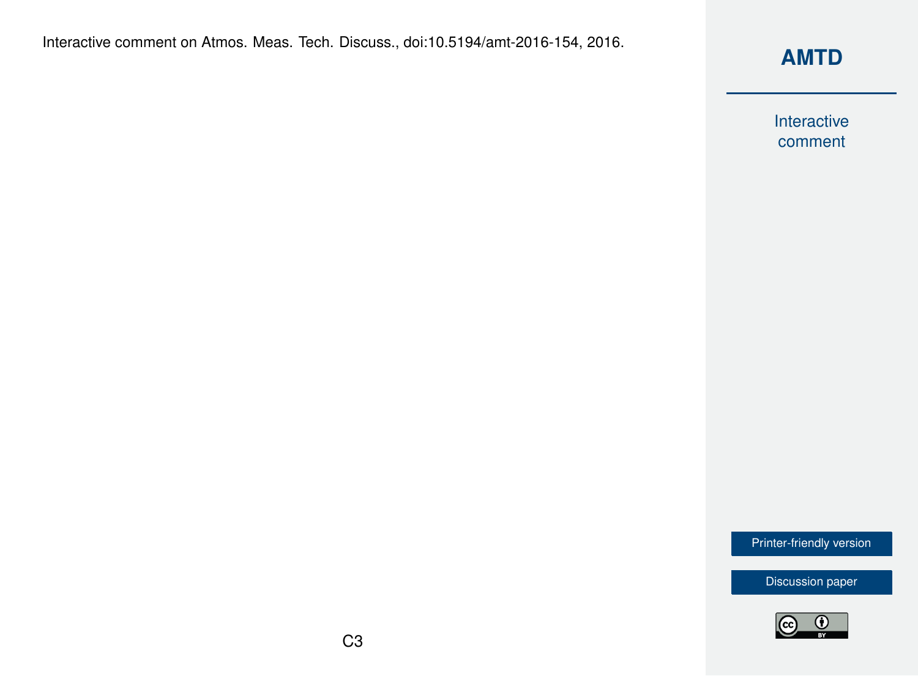Interactive comment on Atmos. Meas. Tech. Discuss., doi:10.5194/amt-2016-154, 2016.